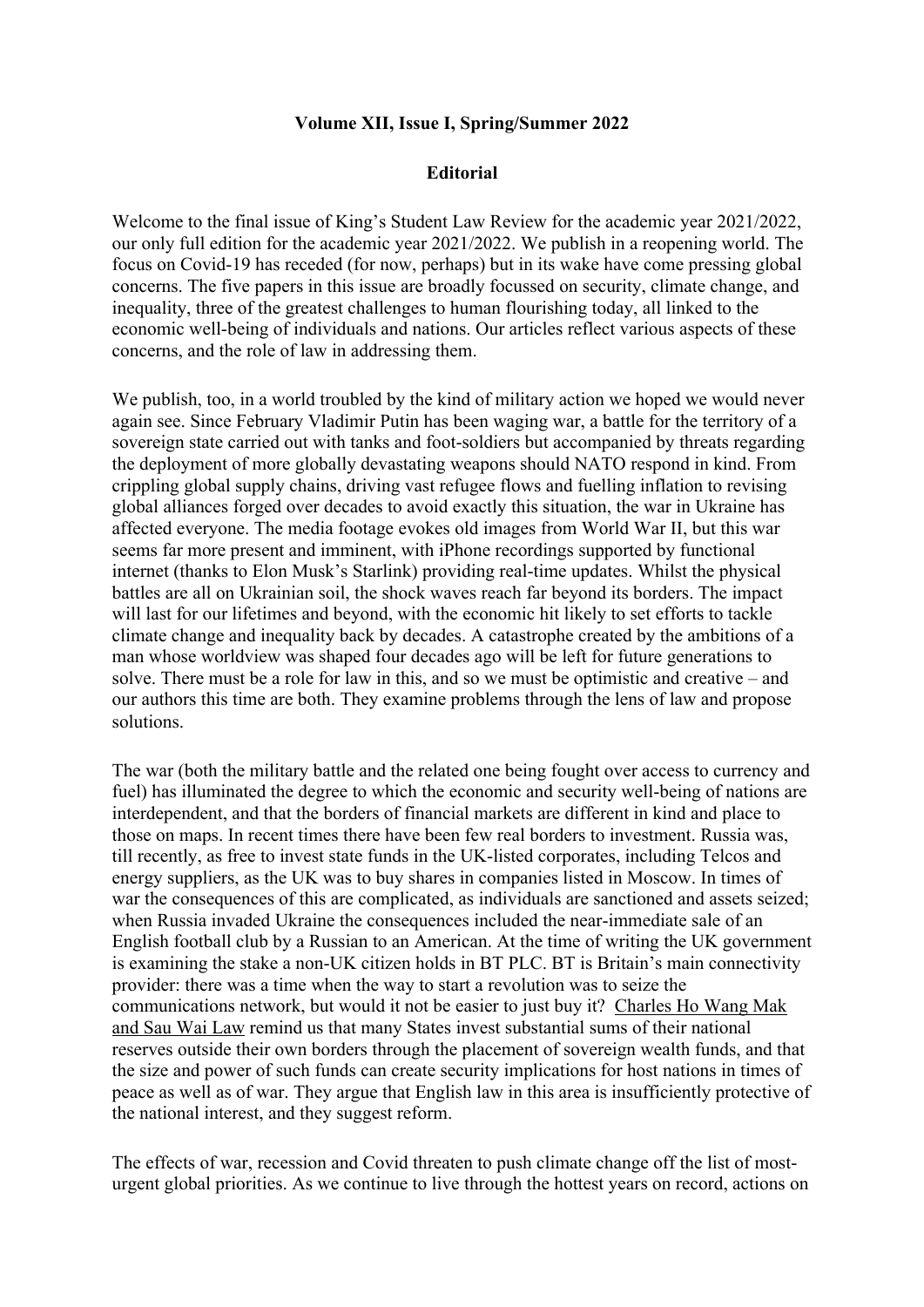**Volume XII, Issue I, Spring/Summer 2022**

# Editorial

Welcome to the final issue of King's Student Law Review for the academic year 2021/2022, our only full edition for the academic year 2021/2022. We publish in a reopening world. The focus on Covid-19 has receded (for now, perhaps) but in its wake have come pressing global concerns. The five papers in this issue are broadly focussed on security, climate change, and inequality, three of the greatest challenges to human flourishing today, all linked to the economic well-being of individuals and nations. Our articles reflect various aspects of these concerns, and the role of law in addressing them.

We publish, too, in a world troubled by the kind of military action we hoped we would never again see. Since February Vladimir Putin has been waging war, a battle for the territory of a sovereign state carried out with tanks and foot-soldiers but accompanied by threats regarding the deployment of more globally devastating weapons should NATO respond in kind. From crippling global supply chains, driving vast refugee flows and fuelling inflation to revising global alliances forged over decades to avoid exactly this situation, the war in Ukraine has affected everyone. The media footage evokes old images from World War II, but this war seems far more present and imminent, with iPhone recordings supported by functional internet (thanks to Elon Musk's Starlink) providing real-time updates. Whilst the physical battles are all on Ukrainian soil, the shock waves reach far beyond its borders. The impact will last for our lifetimes and beyond, with the economic hit likely to set efforts to tackle climate change and inequality back by decades. A catastrophe created by the ambitions of a man whose worldview was shaped four decades ago will be left for future generations to solve. There must be a role for law in this, and so we must be optimistic and creative – and our authors this time are both. They examine problems through the lens of law and propose solutions.

The war (both the military battle and the related one being fought over access to currency and fuel) has illuminated the degree to which the economic and security well-being of nations are interdependent, and that the borders of financial markets are different in kind and place to those on maps. In recent times there have been few real borders to investment. Russia was, till recently, as free to invest state funds in the UK-listed corporates, including Telcos and energy suppliers, as the UK was to buy shares in companies listed in Moscow. In times of war the consequences of this are complicated, as individuals are sanctioned and assets seized; when Russia invaded Ukraine the consequences included the near-immediate sale of an English football club by a Russian to an American. At the time of writing the UK government is examining the stake a non-UK citizen holds in BT PLC. BT is Britain's main connectivity provider: there was a time when the way to start a revolution was to seize the communications network, but would it not be easier to just buy it? Charles Ho Wang Mak and Sau Wai Law remind us that many States invest substantial sums of their national reserves outside their own borders through the placement of sovereign wealth funds, and that the size and power of such funds can create security implications for host nations in times of peace as well as of war. They argue that English law in this area is insufficiently protective of the national interest, and they suggest reform.

The effects of war, recession and Covid threaten to push climate change off the list of most-urgent global priorities. As we continue to live through the hottest years on record, actions on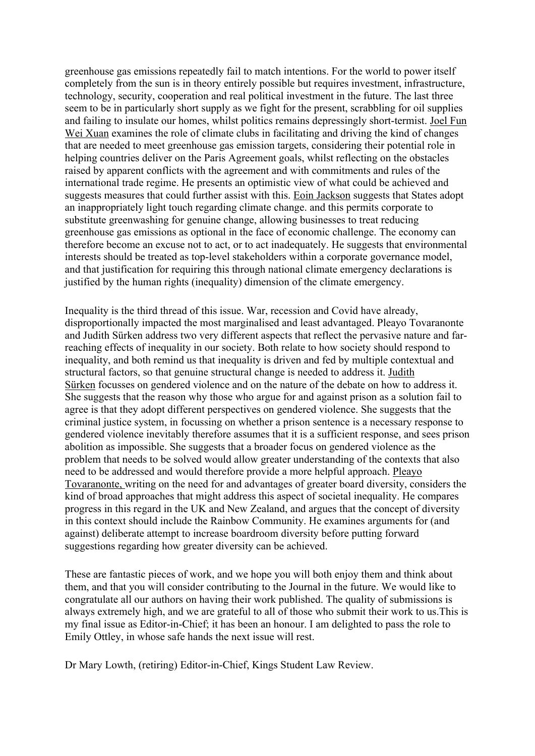greenhouse gas emissions repeatedly fail to match intentions. For the world to power itself completely from the sun is in theory entirely possible but requires investment, infrastructure, technology, security, cooperation and real political investment in the future. The last three seem to be in particularly short supply as we fight for the present, scrabbling for oil supplies and failing to insulate our homes, whilst politics remains depressingly short-termist. Joel Fun Wei Xuan examines the role of climate clubs in facilitating and driving the kind of changes that are needed to meet greenhouse gas emission targets, considering their potential role in helping countries deliver on the Paris Agreement goals, whilst reflecting on the obstacles raised by apparent conflicts with the agreement and with commitments and rules of the international trade regime. He presents an optimistic view of what could be achieved and suggests measures that could further assist with this. Eoin Jackson suggests that States adopt an inappropriately light touch regarding climate change. and this permits corporate to substitute greenwashing for genuine change, allowing businesses to treat reducing greenhouse gas emissions as optional in the face of economic challenge. The economy can therefore become an excuse not to act, or to act inadequately. He suggests that environmental interests should be treated as top-level stakeholders within a corporate governance model, and that justification for requiring this through national climate emergency declarations is justified by the human rights (inequality) dimension of the climate emergency.

Inequality is the third thread of this issue. War, recession and Covid have already, disproportionally impacted the most marginalised and least advantaged. Pleayo Tovaranonte and Judith Sürken address two very different aspects that reflect the pervasive nature and far-reaching effects of inequality in our society. Both relate to how society should respond to inequality, and both remind us that inequality is driven and fed by multiple contextual and structural factors, so that genuine structural change is needed to address it. Judith Sürken focusses on gendered violence and on the nature of the debate on how to address it. She suggests that the reason why those who argue for and against prison as a solution fail to agree is that they adopt different perspectives on gendered violence. She suggests that the criminal justice system, in focussing on whether a prison sentence is a necessary response to gendered violence inevitably therefore assumes that it is a sufficient response, and sees prison abolition as impossible. She suggests that a broader focus on gendered violence as the problem that needs to be solved would allow greater understanding of the contexts that also need to be addressed and would therefore provide a more helpful approach. Pleayo Tovaranonte, writing on the need for and advantages of greater board diversity, considers the kind of broad approaches that might address this aspect of societal inequality. He compares progress in this regard in the UK and New Zealand, and argues that the concept of diversity in this context should include the Rainbow Community. He examines arguments for (and against) deliberate attempt to increase boardroom diversity before putting forward suggestions regarding how greater diversity can be achieved.

These are fantastic pieces of work, and we hope you will both enjoy them and think about them, and that you will consider contributing to the Journal in the future. We would like to congratulate all our authors on having their work published. The quality of submissions is always extremely high, and we are grateful to all of those who submit their work to us.This is my final issue as Editor-in-Chief; it has been an honour. I am delighted to pass the role to Emily Ottley, in whose safe hands the next issue will rest.

Dr Mary Lowth, (retiring) Editor-in-Chief, Kings Student Law Review.